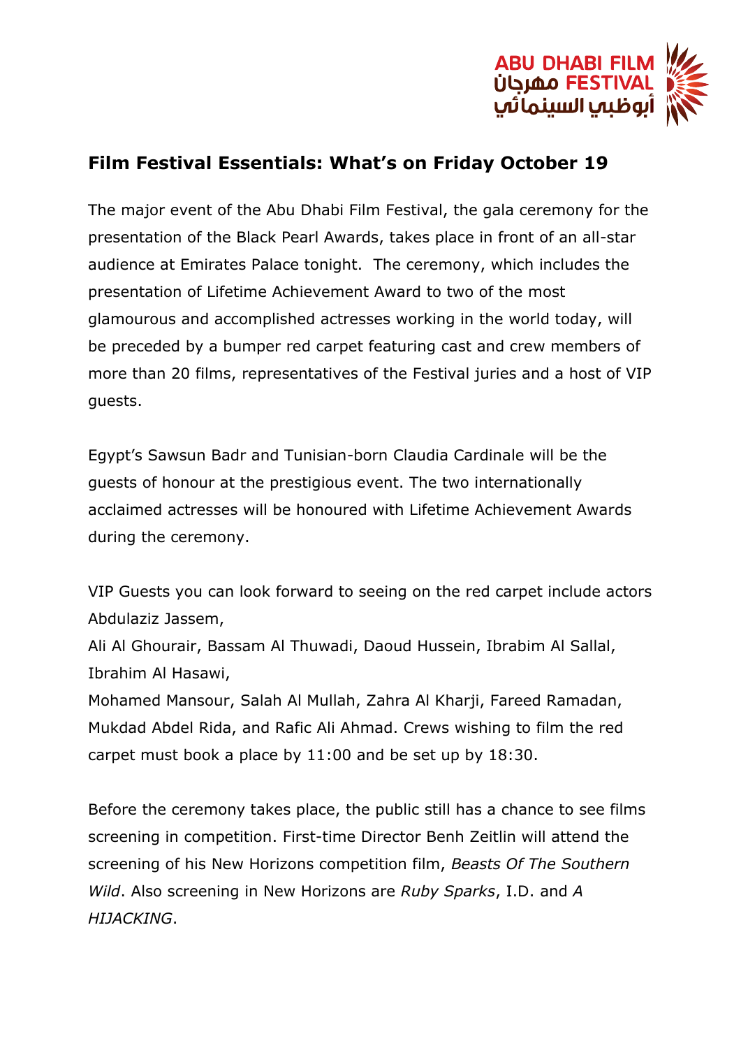# Film Festival Essentials: What's on Friday October 19

The major event of the Abu Dhabi Film Festival, the gala ceremony for the presentation of the Black Pearl Awards, takes place in front of an all-star audience at Emirates Palace tonight. The ceremony, which includes the presentation of Lifetime Achievement Award to two of the most glamourous and accomplished actresses working in the world today, will be preceded by a bumper red carpet featuring cast and crew members of more than 20 films, representatives of the Festival juries and a host of VIP guests.

Egypt's Sawsun Badr and Tunisian-born Claudia Cardinale will be the guests of honour at the prestigious event. The two internationally acclaimed actresses will be honoured with Lifetime Achievement Awards during the ceremony.

VIP Guests you can look forward to seeing on the red carpet include actors Abdulaziz Jassem,
Ali Al Ghourair, Bassam Al Thuwadi, Daoud Hussein, Ibrabim Al Sallal, Ibrahim Al Hasawi,
Mohamed Mansour, Salah Al Mullah, Zahra Al Kharji, Fareed Ramadan, Mukdad Abdel Rida, and Rafic Ali Ahmad. Crews wishing to film the red carpet must book a place by 11:00 and be set up by 18:30.

Before the ceremony takes place, the public still has a chance to see films screening in competition. First-time Director Benh Zeitlin will attend the screening of his New Horizons competition film, *Beasts Of The Southern Wild*. Also screening in New Horizons are *Ruby Sparks*, I.D. and *A HIJACKING*.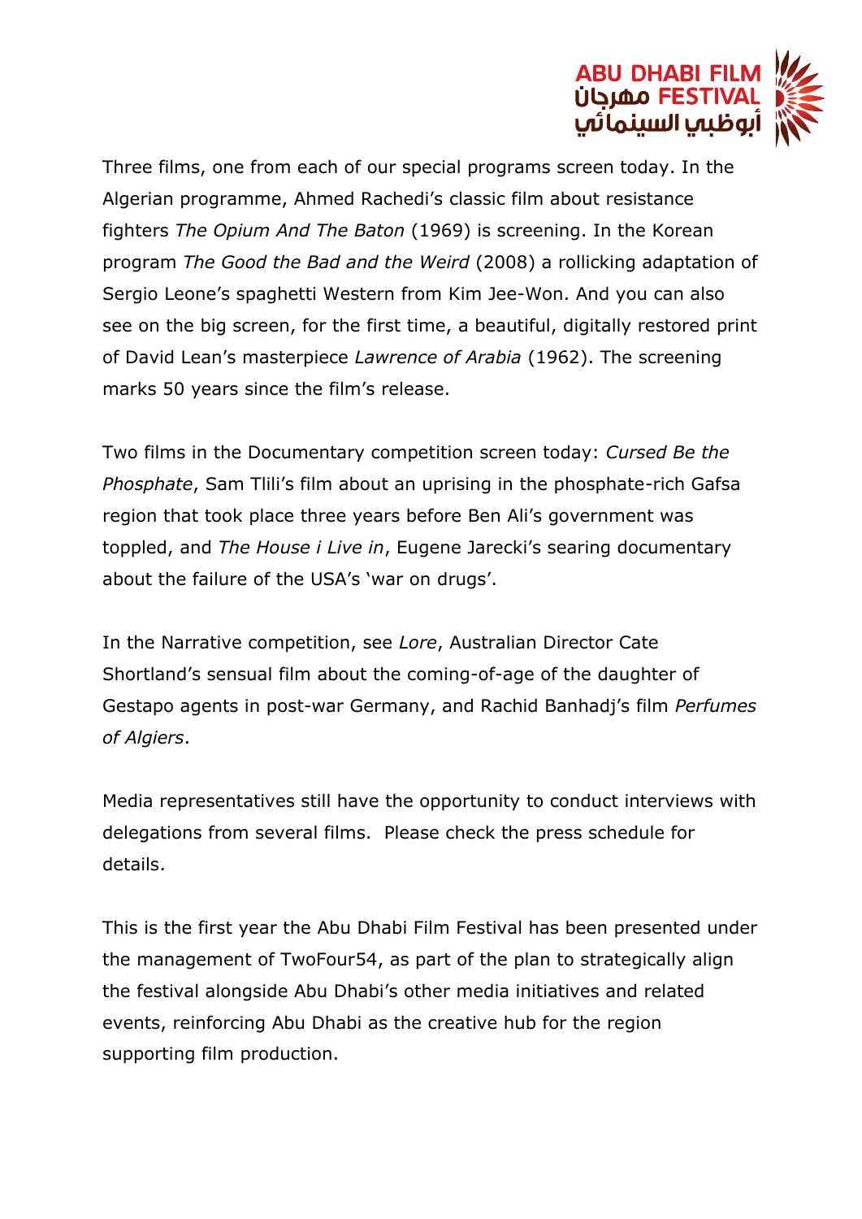Three films, one from each of our special programs screen today. In the Algerian programme, Ahmed Rachedi's classic film about resistance fighters *The Opium And The Baton* (1969) is screening. In the Korean program *The Good the Bad and the Weird* (2008) a rollicking adaptation of Sergio Leone's spaghetti Western from Kim Jee-Won. And you can also see on the big screen, for the first time, a beautiful, digitally restored print of David Lean's masterpiece *Lawrence of Arabia* (1962). The screening marks 50 years since the film's release.

Two films in the Documentary competition screen today: *Cursed Be the Phosphate*, Sam Tlili's film about an uprising in the phosphate-rich Gafsa region that took place three years before Ben Ali's government was toppled, and *The House i Live in*, Eugene Jarecki's searing documentary about the failure of the USA's 'war on drugs'.

In the Narrative competition, see *Lore*, Australian Director Cate Shortland's sensual film about the coming-of-age of the daughter of Gestapo agents in post-war Germany, and Rachid Banhadj's film *Perfumes of Algiers*.

Media representatives still have the opportunity to conduct interviews with delegations from several films. Please check the press schedule for details.

This is the first year the Abu Dhabi Film Festival has been presented under the management of TwoFour54, as part of the plan to strategically align the festival alongside Abu Dhabi's other media initiatives and related events, reinforcing Abu Dhabi as the creative hub for the region supporting film production.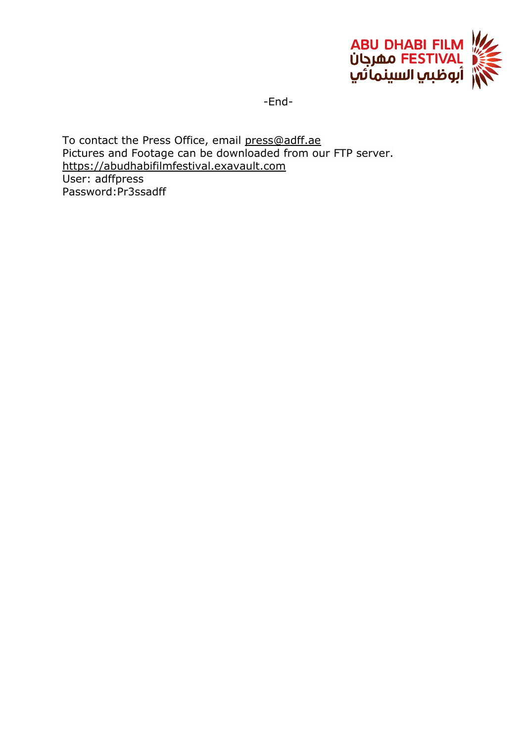-End-

To contact the Press Office, email press@adff.ae
Pictures and Footage can be downloaded from our FTP server.
https://abudhabifilmfestival.exavault.com
User: adffpress
Password:Pr3ssadff